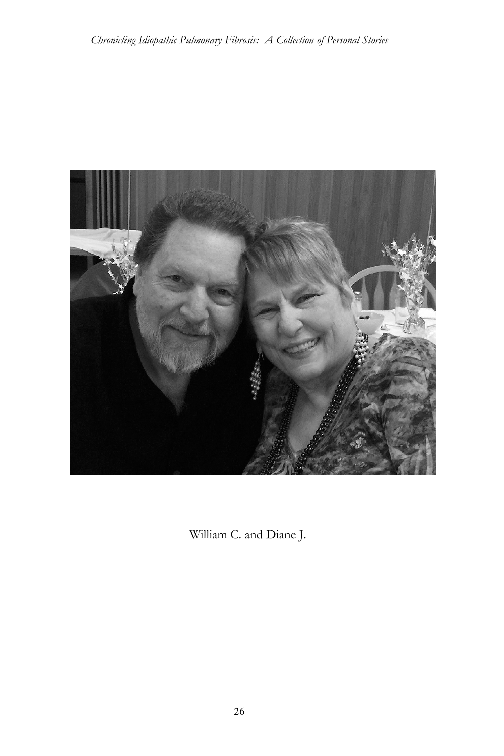William C. and Diane J.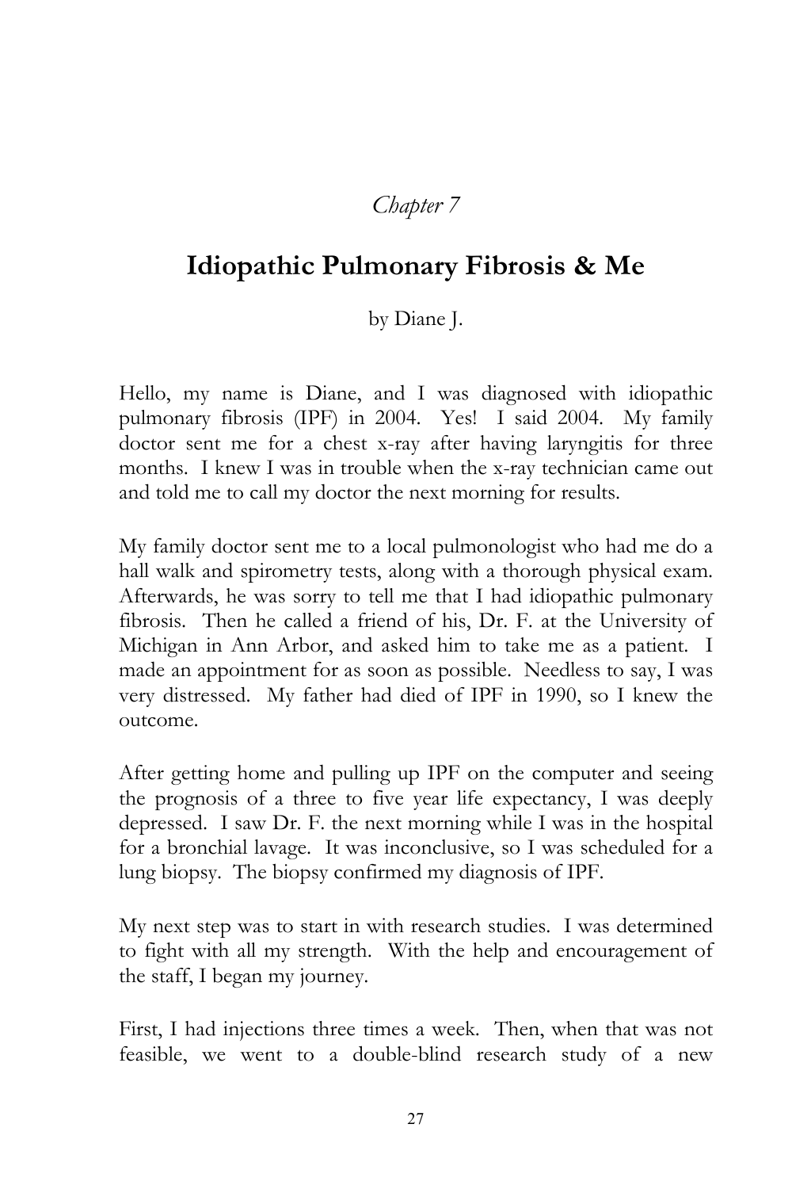*Chapter 7*

# Idiopathic Pulmonary Fibrosis & Me

by Diane J.

Hello, my name is Diane, and I was diagnosed with idiopathic pulmonary fibrosis (IPF) in 2004. Yes! I said 2004. My family doctor sent me for a chest x-ray after having laryngitis for three months. I knew I was in trouble when the x-ray technician came out and told me to call my doctor the next morning for results.

My family doctor sent me to a local pulmonologist who had me do a hall walk and spirometry tests, along with a thorough physical exam. Afterwards, he was sorry to tell me that I had idiopathic pulmonary fibrosis. Then he called a friend of his, Dr. F. at the University of Michigan in Ann Arbor, and asked him to take me as a patient. I made an appointment for as soon as possible. Needless to say, I was very distressed. My father had died of IPF in 1990, so I knew the outcome.

After getting home and pulling up IPF on the computer and seeing the prognosis of a three to five year life expectancy, I was deeply depressed. I saw Dr. F. the next morning while I was in the hospital for a bronchial lavage. It was inconclusive, so I was scheduled for a lung biopsy. The biopsy confirmed my diagnosis of IPF.

My next step was to start in with research studies. I was determined to fight with all my strength. With the help and encouragement of the staff, I began my journey.

First, I had injections three times a week. Then, when that was not feasible, we went to a double-blind research study of a new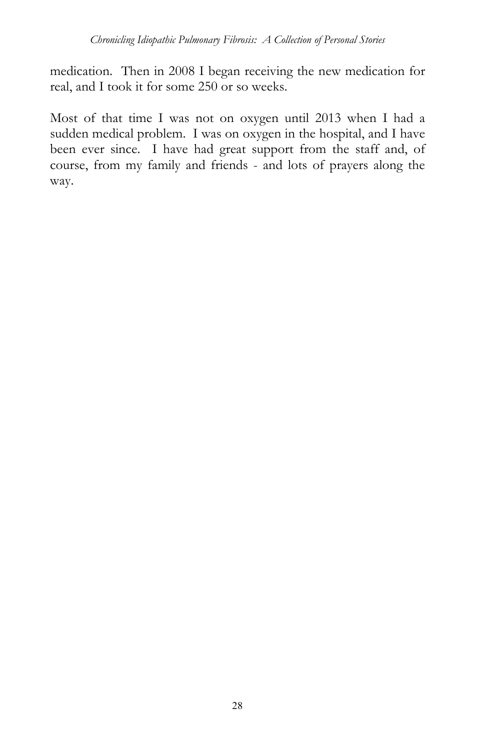medication. Then in 2008 I began receiving the new medication for real, and I took it for some 250 or so weeks.

Most of that time I was not on oxygen until 2013 when I had a sudden medical problem. I was on oxygen in the hospital, and I have been ever since. I have had great support from the staff and, of course, from my family and friends - and lots of prayers along the way.